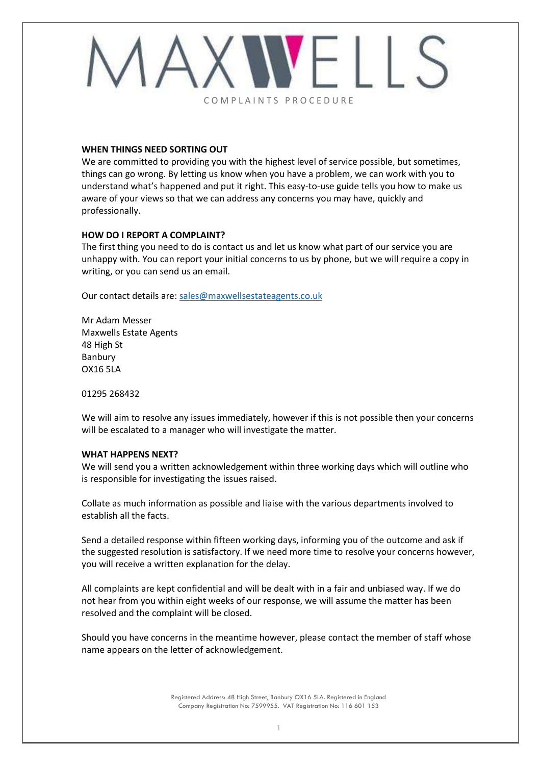# MAXWELLS

COMPLAINTS PROCEDURE

**WHEN THINGS NEED SORTING OUT**

We are committed to providing you with the highest level of service possible, but sometimes, things can go wrong. By letting us know when you have a problem, we can work with you to understand what's happened and put it right. This easy-to-use guide tells you how to make us aware of your views so that we can address any concerns you may have, quickly and professionally.

**HOW DO I REPORT A COMPLAINT?**

The first thing you need to do is contact us and let us know what part of our service you are unhappy with. You can report your initial concerns to us by phone, but we will require a copy in writing, or you can send us an email.

Our contact details are: sales@maxwellsestateagents.co.uk

Mr Adam Messer
Maxwells Estate Agents
48 High St
Banbury
OX16 5LA

01295 268432

We will aim to resolve any issues immediately, however if this is not possible then your concerns will be escalated to a manager who will investigate the matter.

**WHAT HAPPENS NEXT?**

We will send you a written acknowledgement within three working days which will outline who is responsible for investigating the issues raised.

Collate as much information as possible and liaise with the various departments involved to establish all the facts.

Send a detailed response within fifteen working days, informing you of the outcome and ask if the suggested resolution is satisfactory. If we need more time to resolve your concerns however, you will receive a written explanation for the delay.

All complaints are kept confidential and will be dealt with in a fair and unbiased way. If we do not hear from you within eight weeks of our response, we will assume the matter has been resolved and the complaint will be closed.

Should you have concerns in the meantime however, please contact the member of staff whose name appears on the letter of acknowledgement.

Registered Address: 48 High Street, Banbury OX16 5LA. Registered in England
Company Registration No: 7599955. VAT Registration No: 116 601 153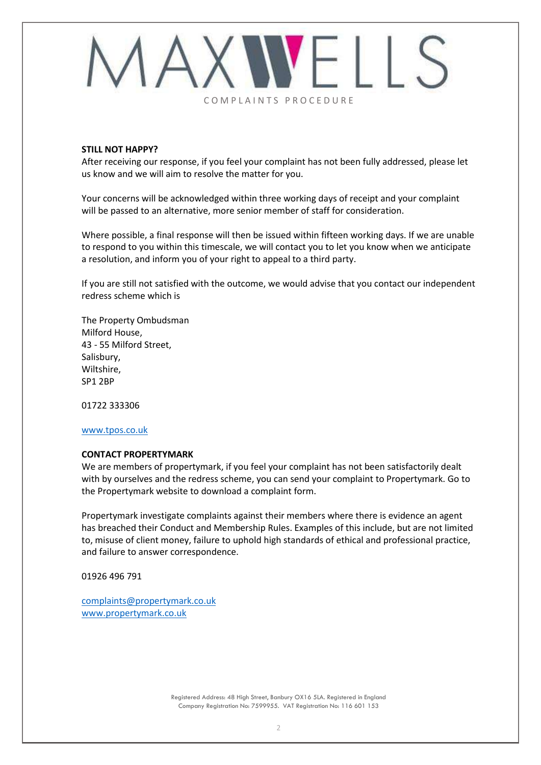# MAXWELLS

COMPLAINTS PROCEDURE

**STILL NOT HAPPY?**

After receiving our response, if you feel your complaint has not been fully addressed, please let us know and we will aim to resolve the matter for you.

Your concerns will be acknowledged within three working days of receipt and your complaint will be passed to an alternative, more senior member of staff for consideration.

Where possible, a final response will then be issued within fifteen working days. If we are unable to respond to you within this timescale, we will contact you to let you know when we anticipate a resolution, and inform you of your right to appeal to a third party.

If you are still not satisfied with the outcome, we would advise that you contact our independent redress scheme which is

The Property Ombudsman
Milford House,
43 - 55 Milford Street,
Salisbury,
Wiltshire,
SP1 2BP

01722 333306

www.tpos.co.uk

**CONTACT PROPERTYMARK**

We are members of propertymark, if you feel your complaint has not been satisfactorily dealt with by ourselves and the redress scheme, you can send your complaint to Propertymark. Go to the Propertymark website to download a complaint form.

Propertymark investigate complaints against their members where there is evidence an agent has breached their Conduct and Membership Rules. Examples of this include, but are not limited to, misuse of client money, failure to uphold high standards of ethical and professional practice, and failure to answer correspondence.

01926 496 791

complaints@propertymark.co.uk
www.propertymark.co.uk

Registered Address: 48 High Street, Banbury OX16 5LA. Registered in England
Company Registration No: 7599955. VAT Registration No: 116 601 153